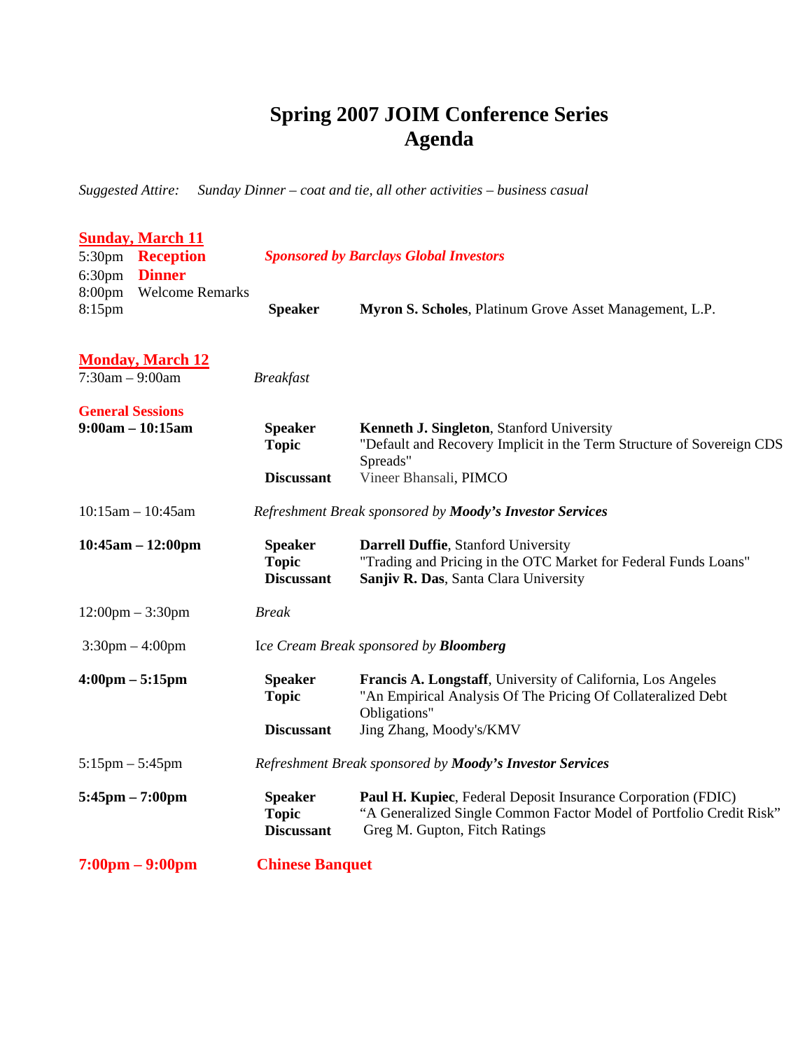# Spring 2007 JOIM Conference Series
# Agenda

*Suggested Attire: Sunday Dinner – coat and tie, all other activities – business casual*

## Sunday, March 11

5:30pm **Reception** — ***Sponsored by Barclays Global Investors***

6:30pm **Dinner**

8:00pm Welcome Remarks

8:15pm **Speaker** **Myron S. Scholes**, Platinum Grove Asset Management, L.P.

## Monday, March 12

7:30am – 9:00am *Breakfast*

### General Sessions

**9:00am – 10:15am**

- **Speaker** **Kenneth J. Singleton**, Stanford University
- **Topic** "Default and Recovery Implicit in the Term Structure of Sovereign CDS Spreads"
- **Discussant** Vineer Bhansali, PIMCO

10:15am – 10:45am *Refreshment Break sponsored by **Moody's Investor Services***

**10:45am – 12:00pm**

- **Speaker** **Darrell Duffie**, Stanford University
- **Topic** "Trading and Pricing in the OTC Market for Federal Funds Loans"
- **Discussant** **Sanjiv R. Das**, Santa Clara University

12:00pm – 3:30pm *Break*

3:30pm – 4:00pm Ice Cream Break sponsored by ***Bloomberg***

**4:00pm – 5:15pm**

- **Speaker** **Francis A. Longstaff**, University of California, Los Angeles
- **Topic** "An Empirical Analysis Of The Pricing Of Collateralized Debt Obligations"
- **Discussant** Jing Zhang, Moody's/KMV

5:15pm – 5:45pm *Refreshment Break sponsored by **Moody's Investor Services***

**5:45pm – 7:00pm**

- **Speaker** **Paul H. Kupiec**, Federal Deposit Insurance Corporation (FDIC)
- **Topic** "A Generalized Single Common Factor Model of Portfolio Credit Risk"
- **Discussant** Greg M. Gupton, Fitch Ratings

**7:00pm – 9:00pm** **Chinese Banquet**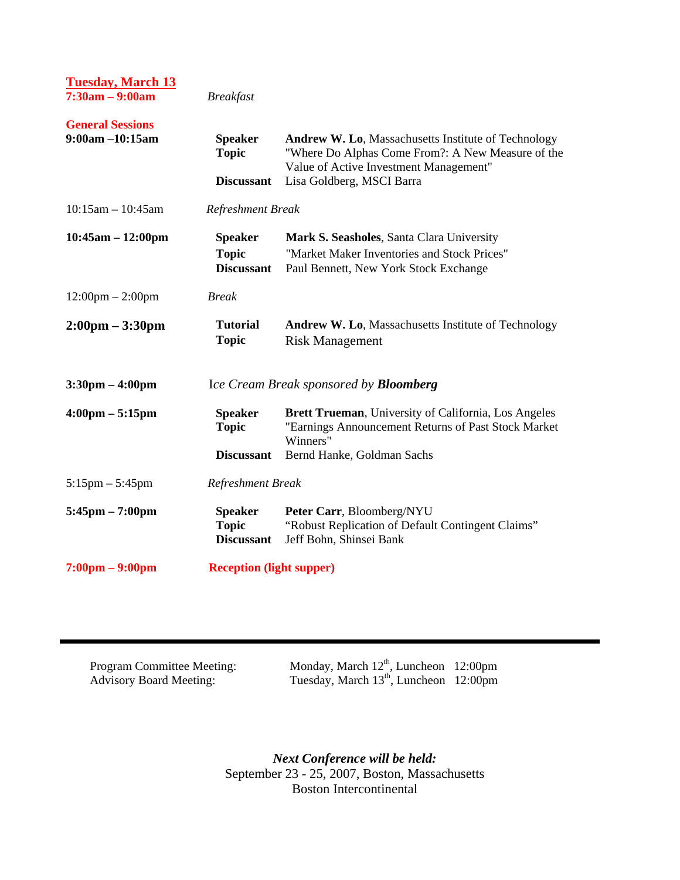## Tuesday, March 13

**7:30am – 9:00am** *Breakfast*

### General Sessions

| | | |
|---|---|---|
| **9:00am –10:15am** | **Speaker** | **Andrew W. Lo**, Massachusetts Institute of Technology |
| | **Topic** | "Where Do Alphas Come From?: A New Measure of the Value of Active Investment Management" |
| | **Discussant** | Lisa Goldberg, MSCI Barra |
| 10:15am – 10:45am | *Refreshment Break* | |
| **10:45am – 12:00pm** | **Speaker** | **Mark S. Seasholes**, Santa Clara University |
| | **Topic** | "Market Maker Inventories and Stock Prices" |
| | **Discussant** | Paul Bennett, New York Stock Exchange |
| 12:00pm – 2:00pm | *Break* | |
| **2:00pm – 3:30pm** | **Tutorial** | **Andrew W. Lo**, Massachusetts Institute of Technology |
| | **Topic** | Risk Management |
| **3:30pm – 4:00pm** | *Ice Cream Break sponsored by* ***Bloomberg*** | |
| **4:00pm – 5:15pm** | **Speaker** | **Brett Trueman**, University of California, Los Angeles |
| | **Topic** | "Earnings Announcement Returns of Past Stock Market Winners" |
| | **Discussant** | Bernd Hanke, Goldman Sachs |
| 5:15pm – 5:45pm | *Refreshment Break* | |
| **5:45pm – 7:00pm** | **Speaker** | **Peter Carr**, Bloomberg/NYU |
| | **Topic** | "Robust Replication of Default Contingent Claims" |
| | **Discussant** | Jeff Bohn, Shinsei Bank |
| **7:00pm – 9:00pm** | **Reception (light supper)** | |

---

| | |
|---|---|
| Program Committee Meeting: | Monday, March 12th, Luncheon 12:00pm |
| Advisory Board Meeting: | Tuesday, March 13th, Luncheon 12:00pm |

***Next Conference will be held:***

September 23 - 25, 2007, Boston, Massachusetts

Boston Intercontinental